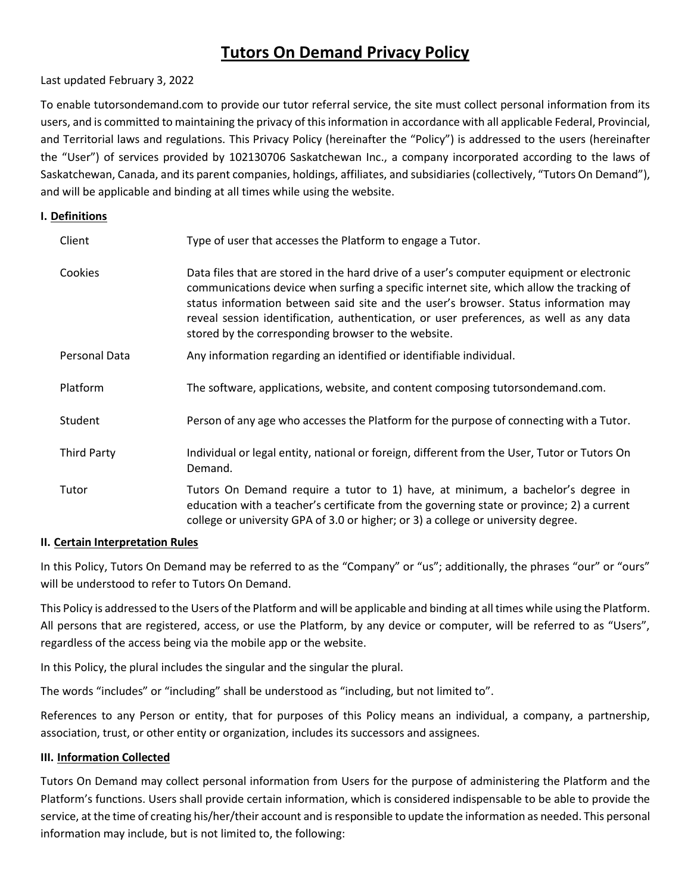# Tutors On Demand Privacy Policy

Last updated February 3, 2022

To enable tutorsondemand.com to provide our tutor referral service, the site must collect personal information from its users, and is committed to maintaining the privacy of this information in accordance with all applicable Federal, Provincial, and Territorial laws and regulations. This Privacy Policy (hereinafter the "Policy") is addressed to the users (hereinafter the "User") of services provided by 102130706 Saskatchewan Inc., a company incorporated according to the laws of Saskatchewan, Canada, and its parent companies, holdings, affiliates, and subsidiaries (collectively, "Tutors On Demand"), and will be applicable and binding at all times while using the website.

## I. Definitions

| | |
|---|---|
| Client | Type of user that accesses the Platform to engage a Tutor. |
| Cookies | Data files that are stored in the hard drive of a user's computer equipment or electronic communications device when surfing a specific internet site, which allow the tracking of status information between said site and the user's browser. Status information may reveal session identification, authentication, or user preferences, as well as any data stored by the corresponding browser to the website. |
| Personal Data | Any information regarding an identified or identifiable individual. |
| Platform | The software, applications, website, and content composing tutorsondemand.com. |
| Student | Person of any age who accesses the Platform for the purpose of connecting with a Tutor. |
| Third Party | Individual or legal entity, national or foreign, different from the User, Tutor or Tutors On Demand. |
| Tutor | Tutors On Demand require a tutor to 1) have, at minimum, a bachelor's degree in education with a teacher's certificate from the governing state or province; 2) a current college or university GPA of 3.0 or higher; or 3) a college or university degree. |

## II. Certain Interpretation Rules

In this Policy, Tutors On Demand may be referred to as the "Company" or "us"; additionally, the phrases "our" or "ours" will be understood to refer to Tutors On Demand.

This Policy is addressed to the Users of the Platform and will be applicable and binding at all times while using the Platform. All persons that are registered, access, or use the Platform, by any device or computer, will be referred to as "Users", regardless of the access being via the mobile app or the website.

In this Policy, the plural includes the singular and the singular the plural.

The words "includes" or "including" shall be understood as "including, but not limited to".

References to any Person or entity, that for purposes of this Policy means an individual, a company, a partnership, association, trust, or other entity or organization, includes its successors and assignees.

## III. Information Collected

Tutors On Demand may collect personal information from Users for the purpose of administering the Platform and the Platform's functions. Users shall provide certain information, which is considered indispensable to be able to provide the service, at the time of creating his/her/their account and is responsible to update the information as needed. This personal information may include, but is not limited to, the following: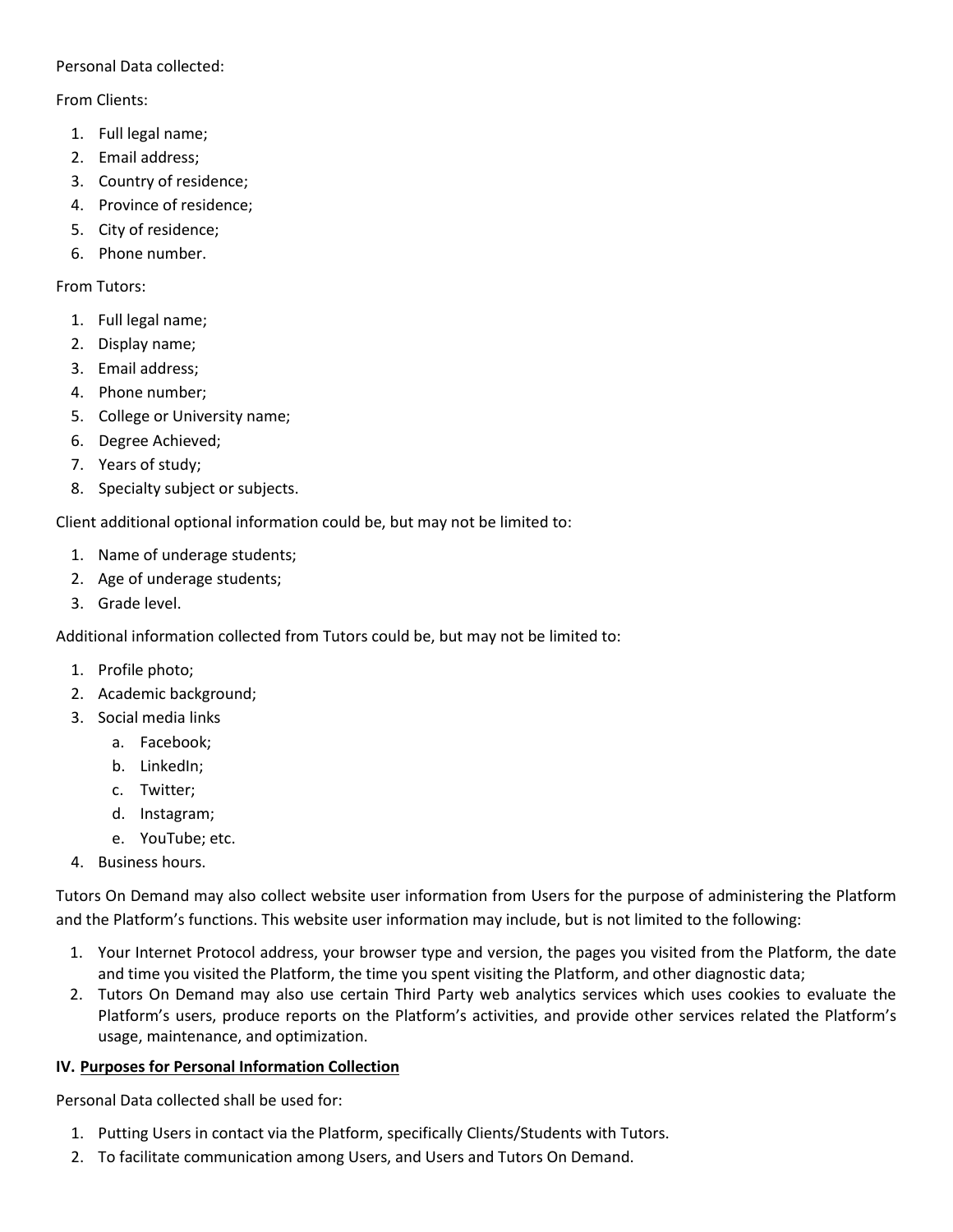Personal Data collected:

From Clients:

1. Full legal name;
2. Email address;
3. Country of residence;
4. Province of residence;
5. City of residence;
6. Phone number.

From Tutors:

1. Full legal name;
2. Display name;
3. Email address;
4. Phone number;
5. College or University name;
6. Degree Achieved;
7. Years of study;
8. Specialty subject or subjects.

Client additional optional information could be, but may not be limited to:

1. Name of underage students;
2. Age of underage students;
3. Grade level.

Additional information collected from Tutors could be, but may not be limited to:

1. Profile photo;
2. Academic background;
3. Social media links
    a. Facebook;
    b. LinkedIn;
    c. Twitter;
    d. Instagram;
    e. YouTube; etc.
4. Business hours.

Tutors On Demand may also collect website user information from Users for the purpose of administering the Platform and the Platform's functions. This website user information may include, but is not limited to the following:

1. Your Internet Protocol address, your browser type and version, the pages you visited from the Platform, the date and time you visited the Platform, the time you spent visiting the Platform, and other diagnostic data;
2. Tutors On Demand may also use certain Third Party web analytics services which uses cookies to evaluate the Platform's users, produce reports on the Platform's activities, and provide other services related the Platform's usage, maintenance, and optimization.

**IV. <u>Purposes for Personal Information Collection</u>**

Personal Data collected shall be used for:

1. Putting Users in contact via the Platform, specifically Clients/Students with Tutors.
2. To facilitate communication among Users, and Users and Tutors On Demand.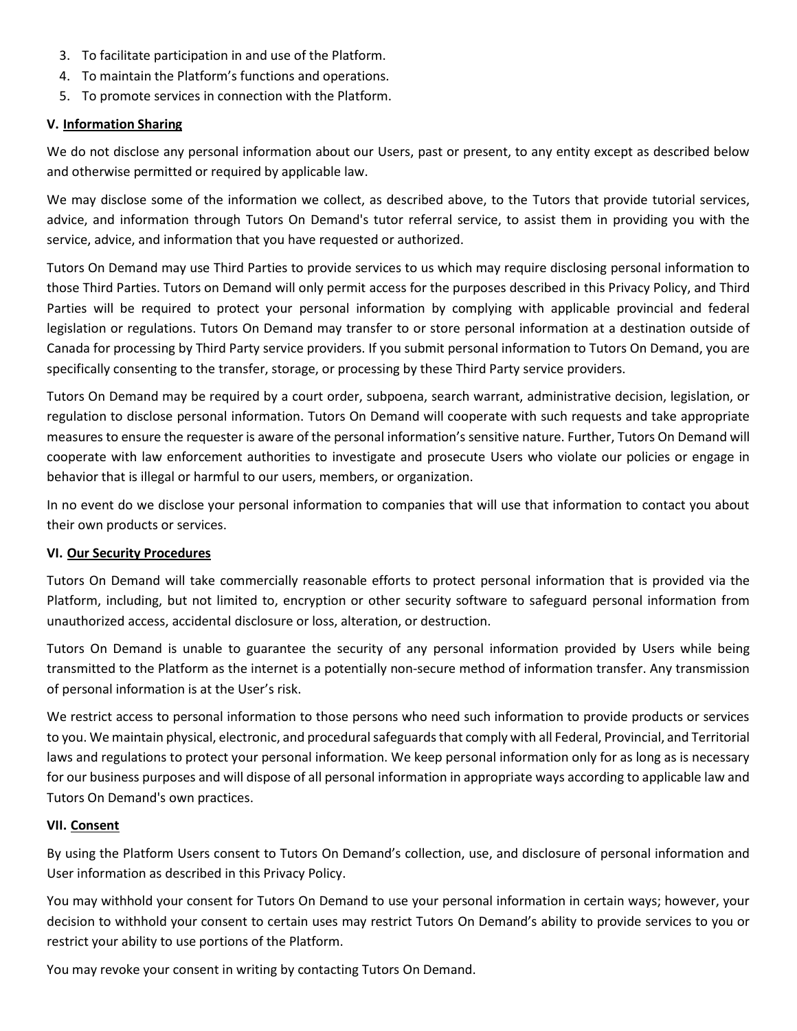3. To facilitate participation in and use of the Platform.
4. To maintain the Platform's functions and operations.
5. To promote services in connection with the Platform.

**V. <u>Information Sharing</u>**

We do not disclose any personal information about our Users, past or present, to any entity except as described below and otherwise permitted or required by applicable law.

We may disclose some of the information we collect, as described above, to the Tutors that provide tutorial services, advice, and information through Tutors On Demand's tutor referral service, to assist them in providing you with the service, advice, and information that you have requested or authorized.

Tutors On Demand may use Third Parties to provide services to us which may require disclosing personal information to those Third Parties. Tutors on Demand will only permit access for the purposes described in this Privacy Policy, and Third Parties will be required to protect your personal information by complying with applicable provincial and federal legislation or regulations. Tutors On Demand may transfer to or store personal information at a destination outside of Canada for processing by Third Party service providers. If you submit personal information to Tutors On Demand, you are specifically consenting to the transfer, storage, or processing by these Third Party service providers.

Tutors On Demand may be required by a court order, subpoena, search warrant, administrative decision, legislation, or regulation to disclose personal information. Tutors On Demand will cooperate with such requests and take appropriate measures to ensure the requester is aware of the personal information's sensitive nature. Further, Tutors On Demand will cooperate with law enforcement authorities to investigate and prosecute Users who violate our policies or engage in behavior that is illegal or harmful to our users, members, or organization.

In no event do we disclose your personal information to companies that will use that information to contact you about their own products or services.

**VI. <u>Our Security Procedures</u>**

Tutors On Demand will take commercially reasonable efforts to protect personal information that is provided via the Platform, including, but not limited to, encryption or other security software to safeguard personal information from unauthorized access, accidental disclosure or loss, alteration, or destruction.

Tutors On Demand is unable to guarantee the security of any personal information provided by Users while being transmitted to the Platform as the internet is a potentially non-secure method of information transfer. Any transmission of personal information is at the User's risk.

We restrict access to personal information to those persons who need such information to provide products or services to you. We maintain physical, electronic, and procedural safeguards that comply with all Federal, Provincial, and Territorial laws and regulations to protect your personal information. We keep personal information only for as long as is necessary for our business purposes and will dispose of all personal information in appropriate ways according to applicable law and Tutors On Demand's own practices.

**VII. <u>Consent</u>**

By using the Platform Users consent to Tutors On Demand's collection, use, and disclosure of personal information and User information as described in this Privacy Policy.

You may withhold your consent for Tutors On Demand to use your personal information in certain ways; however, your decision to withhold your consent to certain uses may restrict Tutors On Demand's ability to provide services to you or restrict your ability to use portions of the Platform.

You may revoke your consent in writing by contacting Tutors On Demand.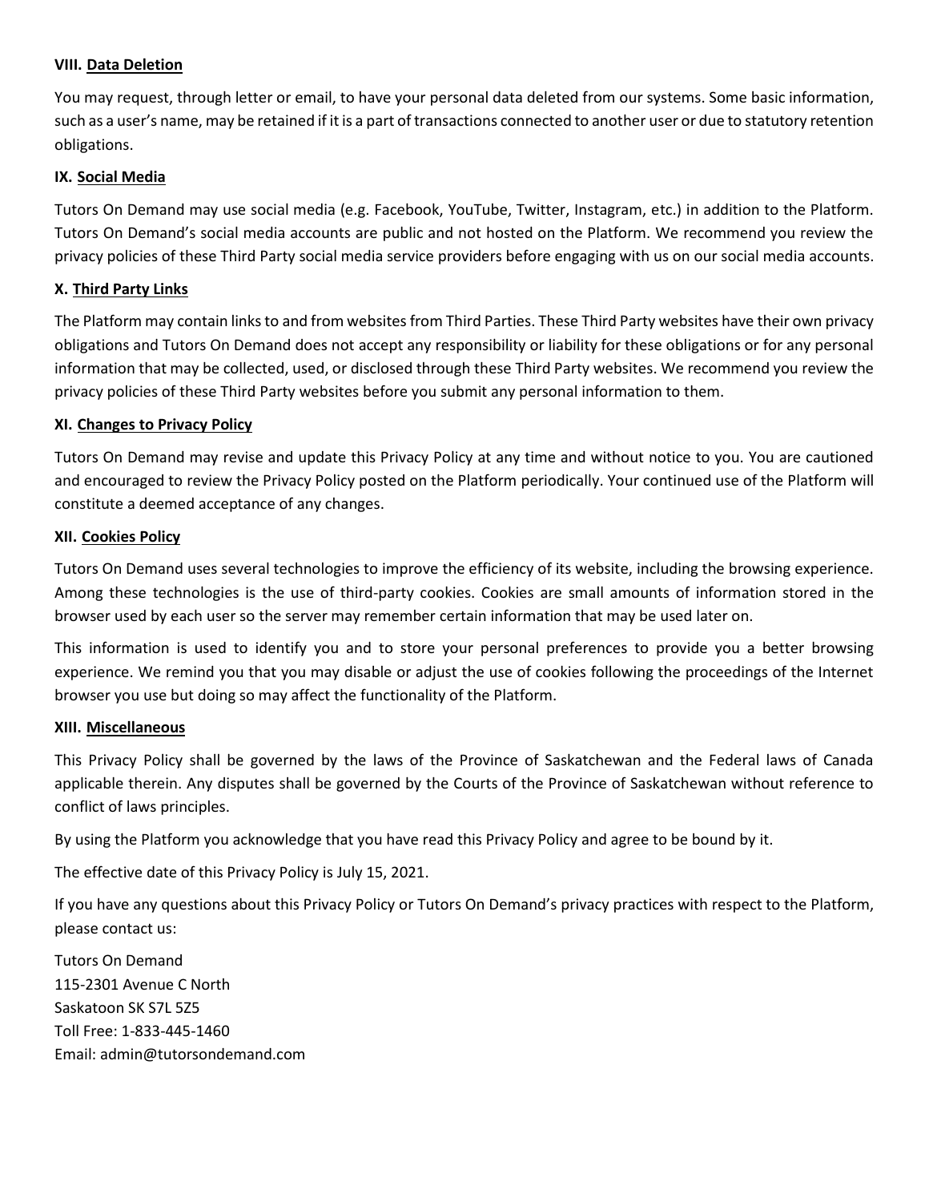### VIII. Data Deletion

You may request, through letter or email, to have your personal data deleted from our systems. Some basic information, such as a user's name, may be retained if it is a part of transactions connected to another user or due to statutory retention obligations.

### IX. Social Media

Tutors On Demand may use social media (e.g. Facebook, YouTube, Twitter, Instagram, etc.) in addition to the Platform. Tutors On Demand's social media accounts are public and not hosted on the Platform. We recommend you review the privacy policies of these Third Party social media service providers before engaging with us on our social media accounts.

### X. Third Party Links

The Platform may contain links to and from websites from Third Parties. These Third Party websites have their own privacy obligations and Tutors On Demand does not accept any responsibility or liability for these obligations or for any personal information that may be collected, used, or disclosed through these Third Party websites. We recommend you review the privacy policies of these Third Party websites before you submit any personal information to them.

### XI. Changes to Privacy Policy

Tutors On Demand may revise and update this Privacy Policy at any time and without notice to you. You are cautioned and encouraged to review the Privacy Policy posted on the Platform periodically. Your continued use of the Platform will constitute a deemed acceptance of any changes.

### XII. Cookies Policy

Tutors On Demand uses several technologies to improve the efficiency of its website, including the browsing experience. Among these technologies is the use of third-party cookies. Cookies are small amounts of information stored in the browser used by each user so the server may remember certain information that may be used later on.

This information is used to identify you and to store your personal preferences to provide you a better browsing experience. We remind you that you may disable or adjust the use of cookies following the proceedings of the Internet browser you use but doing so may affect the functionality of the Platform.

### XIII. Miscellaneous

This Privacy Policy shall be governed by the laws of the Province of Saskatchewan and the Federal laws of Canada applicable therein. Any disputes shall be governed by the Courts of the Province of Saskatchewan without reference to conflict of laws principles.

By using the Platform you acknowledge that you have read this Privacy Policy and agree to be bound by it.

The effective date of this Privacy Policy is July 15, 2021.

If you have any questions about this Privacy Policy or Tutors On Demand's privacy practices with respect to the Platform, please contact us:

Tutors On Demand
115-2301 Avenue C North
Saskatoon SK S7L 5Z5
Toll Free: 1-833-445-1460
Email: admin@tutorsondemand.com